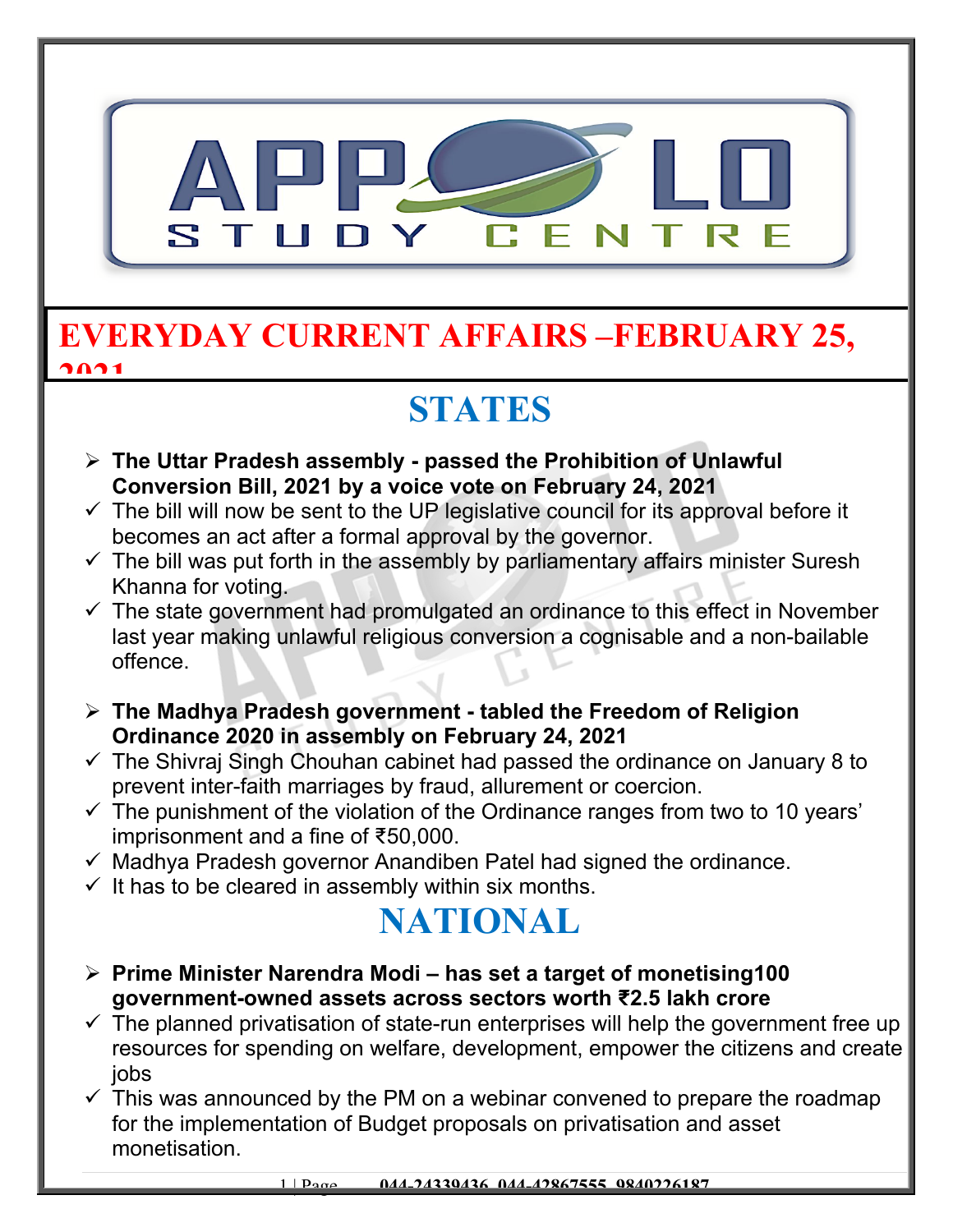# EVERYDAY CURRENT AFFAIRS –FEBRUARY 25, 2021

## STATES

- **The Uttar Pradesh assembly - passed the Prohibition of Unlawful Conversion Bill, 2021 by a voice vote on February 24, 2021**
  - ✓ The bill will now be sent to the UP legislative council for its approval before it becomes an act after a formal approval by the governor.
  - ✓ The bill was put forth in the assembly by parliamentary affairs minister Suresh Khanna for voting.
  - ✓ The state government had promulgated an ordinance to this effect in November last year making unlawful religious conversion a cognisable and a non-bailable offence.

- **The Madhya Pradesh government - tabled the Freedom of Religion Ordinance 2020 in assembly on February 24, 2021**
  - ✓ The Shivraj Singh Chouhan cabinet had passed the ordinance on January 8 to prevent inter-faith marriages by fraud, allurement or coercion.
  - ✓ The punishment of the violation of the Ordinance ranges from two to 10 years' imprisonment and a fine of ₹50,000.
  - ✓ Madhya Pradesh governor Anandiben Patel had signed the ordinance.
  - ✓ It has to be cleared in assembly within six months.

## NATIONAL

- **Prime Minister Narendra Modi – has set a target of monetising100 government-owned assets across sectors worth ₹2.5 lakh crore**
  - ✓ The planned privatisation of state-run enterprises will help the government free up resources for spending on welfare, development, empower the citizens and create jobs
  - ✓ This was announced by the PM on a webinar convened to prepare the roadmap for the implementation of Budget proposals on privatisation and asset monetisation.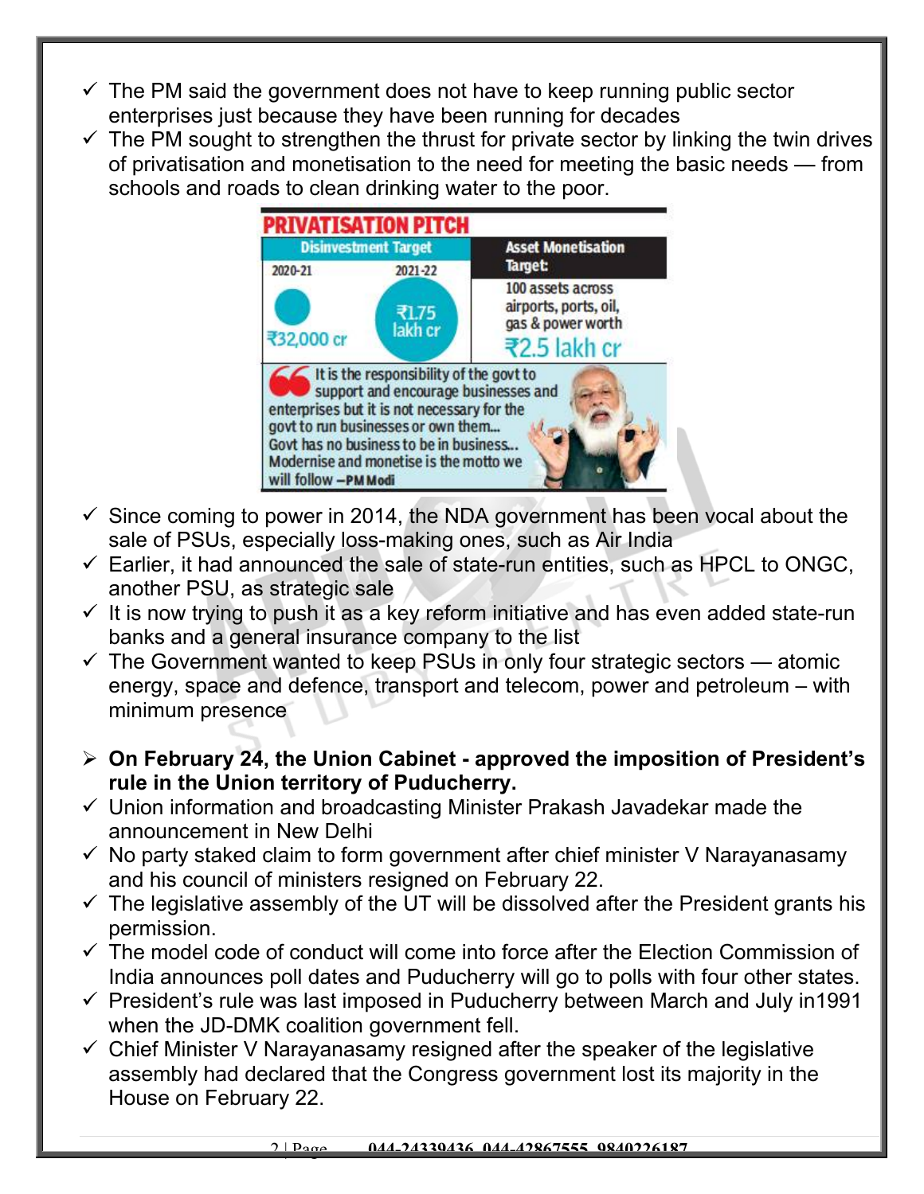- ✓ The PM said the government does not have to keep running public sector enterprises just because they have been running for decades
- ✓ The PM sought to strengthen the thrust for private sector by linking the twin drives of privatisation and monetisation to the need for meeting the basic needs — from schools and roads to clean drinking water to the poor.

**PRIVATISATION PITCH**

| Disinvestment Target | | Asset Monetisation Target: |
|---|---|---|
| 2020-21 | 2021-22 | 100 assets across airports, ports, oil, gas & power worth |
| ₹32,000 cr | ₹1.75 lakh cr | ₹2.5 lakh cr |

"It is the responsibility of the govt to support and encourage businesses and enterprises but it is not necessary for the govt to run businesses or own them... Govt has no business to be in business... Modernise and monetise is the motto we will follow" —PM Modi

- ✓ Since coming to power in 2014, the NDA government has been vocal about the sale of PSUs, especially loss-making ones, such as Air India
- ✓ Earlier, it had announced the sale of state-run entities, such as HPCL to ONGC, another PSU, as strategic sale
- ✓ It is now trying to push it as a key reform initiative and has even added state-run banks and a general insurance company to the list
- ✓ The Government wanted to keep PSUs in only four strategic sectors — atomic energy, space and defence, transport and telecom, power and petroleum – with minimum presence

- ➢ **On February 24, the Union Cabinet - approved the imposition of President's rule in the Union territory of Puducherry.**
- ✓ Union information and broadcasting Minister Prakash Javadekar made the announcement in New Delhi
- ✓ No party staked claim to form government after chief minister V Narayanasamy and his council of ministers resigned on February 22.
- ✓ The legislative assembly of the UT will be dissolved after the President grants his permission.
- ✓ The model code of conduct will come into force after the Election Commission of India announces poll dates and Puducherry will go to polls with four other states.
- ✓ President's rule was last imposed in Puducherry between March and July in1991 when the JD-DMK coalition government fell.
- ✓ Chief Minister V Narayanasamy resigned after the speaker of the legislative assembly had declared that the Congress government lost its majority in the House on February 22.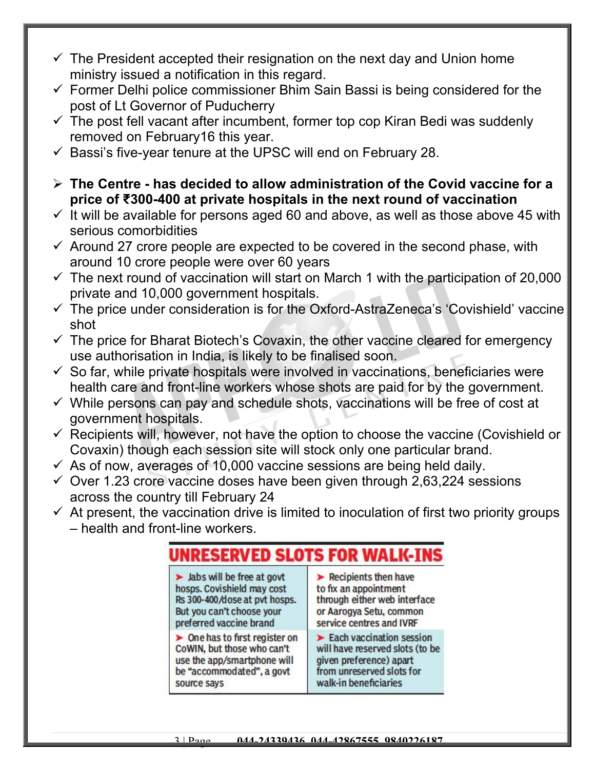- ✓ The President accepted their resignation on the next day and Union home ministry issued a notification in this regard.
- ✓ Former Delhi police commissioner Bhim Sain Bassi is being considered for the post of Lt Governor of Puducherry
- ✓ The post fell vacant after incumbent, former top cop Kiran Bedi was suddenly removed on February16 this year.
- ✓ Bassi's five-year tenure at the UPSC will end on February 28.

➢ **The Centre - has decided to allow administration of the Covid vaccine for a price of ₹300-400 at private hospitals in the next round of vaccination**

- ✓ It will be available for persons aged 60 and above, as well as those above 45 with serious comorbidities
- ✓ Around 27 crore people are expected to be covered in the second phase, with around 10 crore people were over 60 years
- ✓ The next round of vaccination will start on March 1 with the participation of 20,000 private and 10,000 government hospitals.
- ✓ The price under consideration is for the Oxford-AstraZeneca's 'Covishield' vaccine shot
- ✓ The price for Bharat Biotech's Covaxin, the other vaccine cleared for emergency use authorisation in India, is likely to be finalised soon.
- ✓ So far, while private hospitals were involved in vaccinations, beneficiaries were health care and front-line workers whose shots are paid for by the government.
- ✓ While persons can pay and schedule shots, vaccinations will be free of cost at government hospitals.
- ✓ Recipients will, however, not have the option to choose the vaccine (Covishield or Covaxin) though each session site will stock only one particular brand.
- ✓ As of now, averages of 10,000 vaccine sessions are being held daily.
- ✓ Over 1.23 crore vaccine doses have been given through 2,63,224 sessions across the country till February 24
- ✓ At present, the vaccination drive is limited to inoculation of first two priority groups – health and front-line workers.

**UNRESERVED SLOTS FOR WALK-INS**

| | |
|---|---|
| ➤ Jabs will be free at govt hosps. Covishield may cost Rs 300-400/dose at pvt hosps. But you can't choose your preferred vaccine brand | ➤ Recipients then have to fix an appointment through either web interface or Aarogya Setu, common service centres and IVRF |
| ➤ One has to first register on CoWIN, but those who can't use the app/smartphone will be "accommodated", a govt source says | ➤ Each vaccination session will have reserved slots (to be given preference) apart from unreserved slots for walk-in beneficiaries |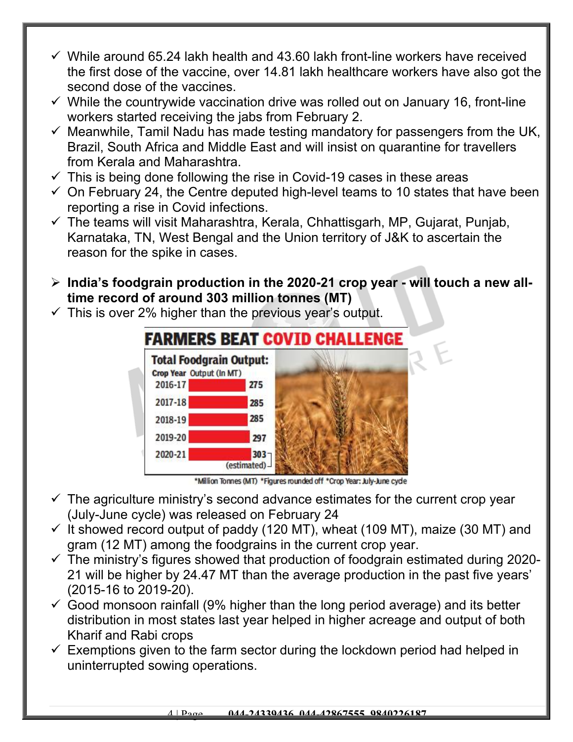- ✓ While around 65.24 lakh health and 43.60 lakh front-line workers have received the first dose of the vaccine, over 14.81 lakh healthcare workers have also got the second dose of the vaccines.
- ✓ While the countrywide vaccination drive was rolled out on January 16, front-line workers started receiving the jabs from February 2.
- ✓ Meanwhile, Tamil Nadu has made testing mandatory for passengers from the UK, Brazil, South Africa and Middle East and will insist on quarantine for travellers from Kerala and Maharashtra.
- ✓ This is being done following the rise in Covid-19 cases in these areas
- ✓ On February 24, the Centre deputed high-level teams to 10 states that have been reporting a rise in Covid infections.
- ✓ The teams will visit Maharashtra, Kerala, Chhattisgarh, MP, Gujarat, Punjab, Karnataka, TN, West Bengal and the Union territory of J&K to ascertain the reason for the spike in cases.

➢ **India's foodgrain production in the 2020-21 crop year - will touch a new all-time record of around 303 million tonnes (MT)**

- ✓ This is over 2% higher than the previous year's output.

**FARMERS BEAT COVID CHALLENGE**

**Total Foodgrain Output:**

| Crop Year | Output (In MT) |
|---|---|
| 2016-17 | 275 |
| 2017-18 | 285 |
| 2018-19 | 285 |
| 2019-20 | 297 |
| 2020-21 | 303 (estimated) |

*Million Tonnes (MT) *Figures rounded off *Crop Year: July-June cycle

- ✓ The agriculture ministry's second advance estimates for the current crop year (July-June cycle) was released on February 24
- ✓ It showed record output of paddy (120 MT), wheat (109 MT), maize (30 MT) and gram (12 MT) among the foodgrains in the current crop year.
- ✓ The ministry's figures showed that production of foodgrain estimated during 2020-21 will be higher by 24.47 MT than the average production in the past five years' (2015-16 to 2019-20).
- ✓ Good monsoon rainfall (9% higher than the long period average) and its better distribution in most states last year helped in higher acreage and output of both Kharif and Rabi crops
- ✓ Exemptions given to the farm sector during the lockdown period had helped in uninterrupted sowing operations.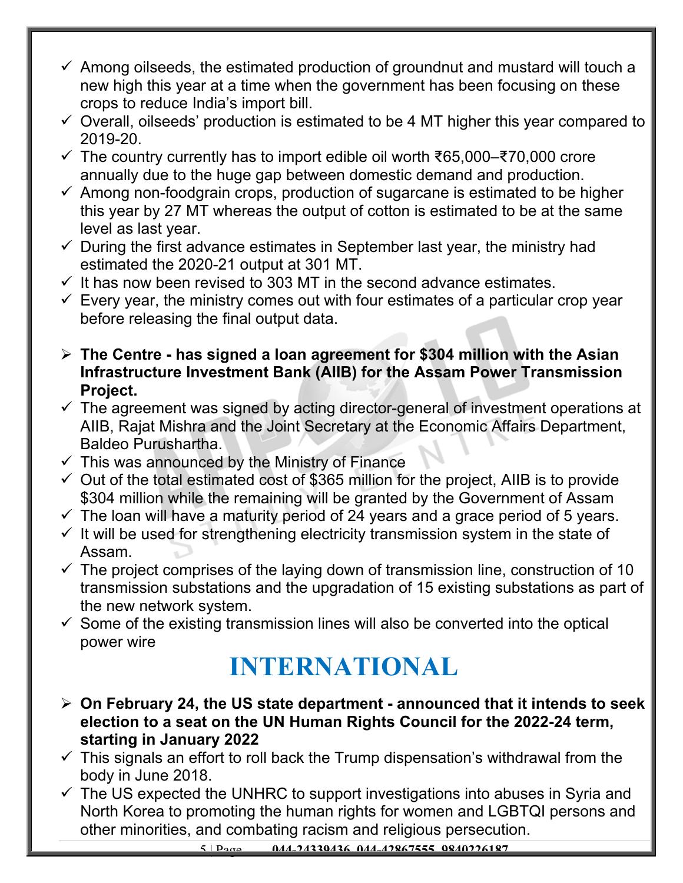- ✓ Among oilseeds, the estimated production of groundnut and mustard will touch a new high this year at a time when the government has been focusing on these crops to reduce India's import bill.
- ✓ Overall, oilseeds' production is estimated to be 4 MT higher this year compared to 2019-20.
- ✓ The country currently has to import edible oil worth ₹65,000–₹70,000 crore annually due to the huge gap between domestic demand and production.
- ✓ Among non-foodgrain crops, production of sugarcane is estimated to be higher this year by 27 MT whereas the output of cotton is estimated to be at the same level as last year.
- ✓ During the first advance estimates in September last year, the ministry had estimated the 2020-21 output at 301 MT.
- ✓ It has now been revised to 303 MT in the second advance estimates.
- ✓ Every year, the ministry comes out with four estimates of a particular crop year before releasing the final output data.

- ➢ **The Centre - has signed a loan agreement for $304 million with the Asian Infrastructure Investment Bank (AIIB) for the Assam Power Transmission Project.**
- ✓ The agreement was signed by acting director-general of investment operations at AIIB, Rajat Mishra and the Joint Secretary at the Economic Affairs Department, Baldeo Purushartha.
- ✓ This was announced by the Ministry of Finance
- ✓ Out of the total estimated cost of $365 million for the project, AIIB is to provide $304 million while the remaining will be granted by the Government of Assam
- ✓ The loan will have a maturity period of 24 years and a grace period of 5 years.
- ✓ It will be used for strengthening electricity transmission system in the state of Assam.
- ✓ The project comprises of the laying down of transmission line, construction of 10 transmission substations and the upgradation of 15 existing substations as part of the new network system.
- ✓ Some of the existing transmission lines will also be converted into the optical power wire

# INTERNATIONAL

- ➢ **On February 24, the US state department - announced that it intends to seek election to a seat on the UN Human Rights Council for the 2022-24 term, starting in January 2022**
- ✓ This signals an effort to roll back the Trump dispensation's withdrawal from the body in June 2018.
- ✓ The US expected the UNHRC to support investigations into abuses in Syria and North Korea to promoting the human rights for women and LGBTQI persons and other minorities, and combating racism and religious persecution.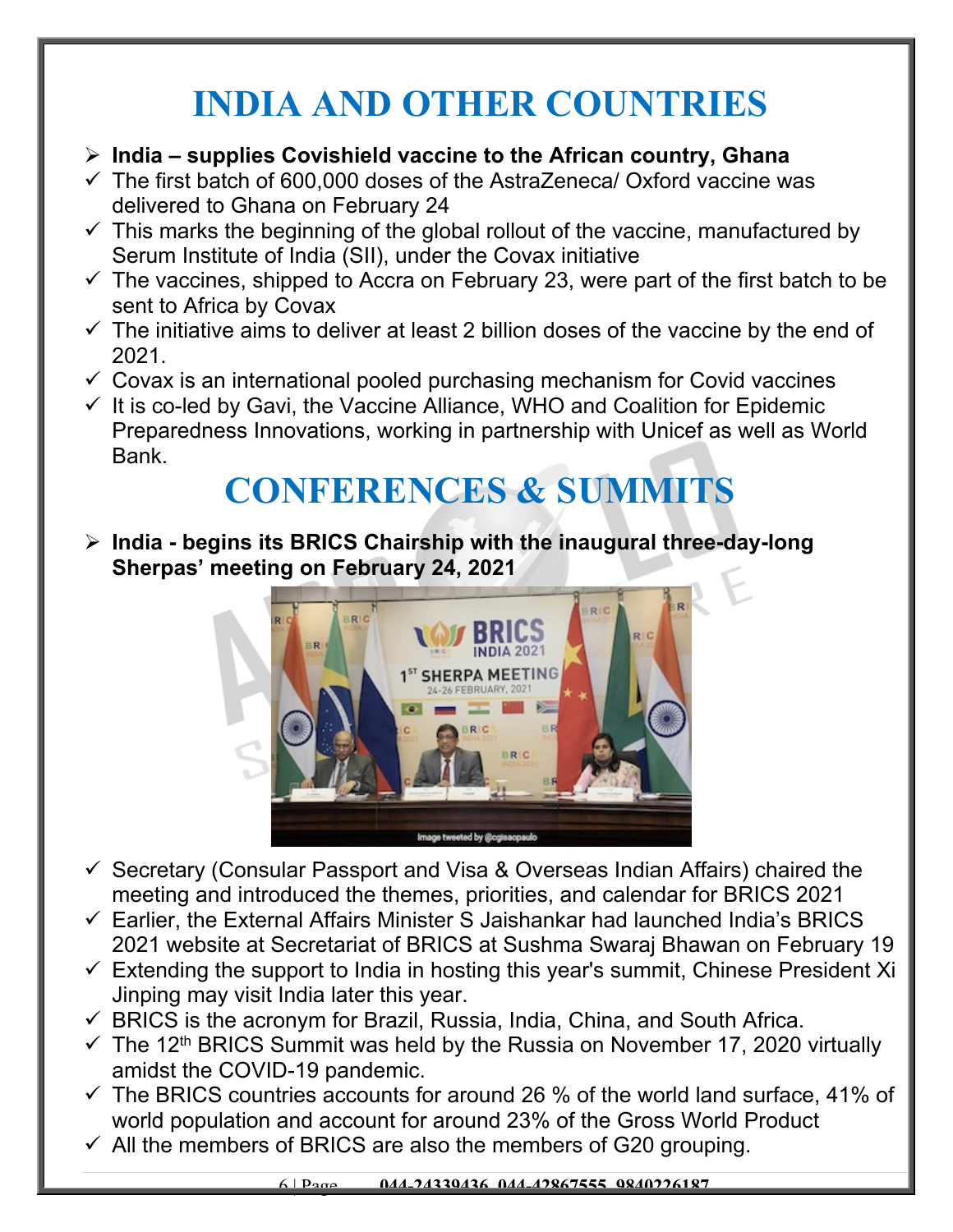# INDIA AND OTHER COUNTRIES

- **India – supplies Covishield vaccine to the African country, Ghana**
- The first batch of 600,000 doses of the AstraZeneca/ Oxford vaccine was delivered to Ghana on February 24
- This marks the beginning of the global rollout of the vaccine, manufactured by Serum Institute of India (SII), under the Covax initiative
- The vaccines, shipped to Accra on February 23, were part of the first batch to be sent to Africa by Covax
- The initiative aims to deliver at least 2 billion doses of the vaccine by the end of 2021.
- Covax is an international pooled purchasing mechanism for Covid vaccines
- It is co-led by Gavi, the Vaccine Alliance, WHO and Coalition for Epidemic Preparedness Innovations, working in partnership with Unicef as well as World Bank.

# CONFERENCES & SUMMITS

- **India - begins its BRICS Chairship with the inaugural three-day-long Sherpas' meeting on February 24, 2021**
- Secretary (Consular Passport and Visa & Overseas Indian Affairs) chaired the meeting and introduced the themes, priorities, and calendar for BRICS 2021
- Earlier, the External Affairs Minister S Jaishankar had launched India's BRICS 2021 website at Secretariat of BRICS at Sushma Swaraj Bhawan on February 19
- Extending the support to India in hosting this year's summit, Chinese President Xi Jinping may visit India later this year.
- BRICS is the acronym for Brazil, Russia, India, China, and South Africa.
- The 12th BRICS Summit was held by the Russia on November 17, 2020 virtually amidst the COVID-19 pandemic.
- The BRICS countries accounts for around 26 % of the world land surface, 41% of world population and account for around 23% of the Gross World Product
- All the members of BRICS are also the members of G20 grouping.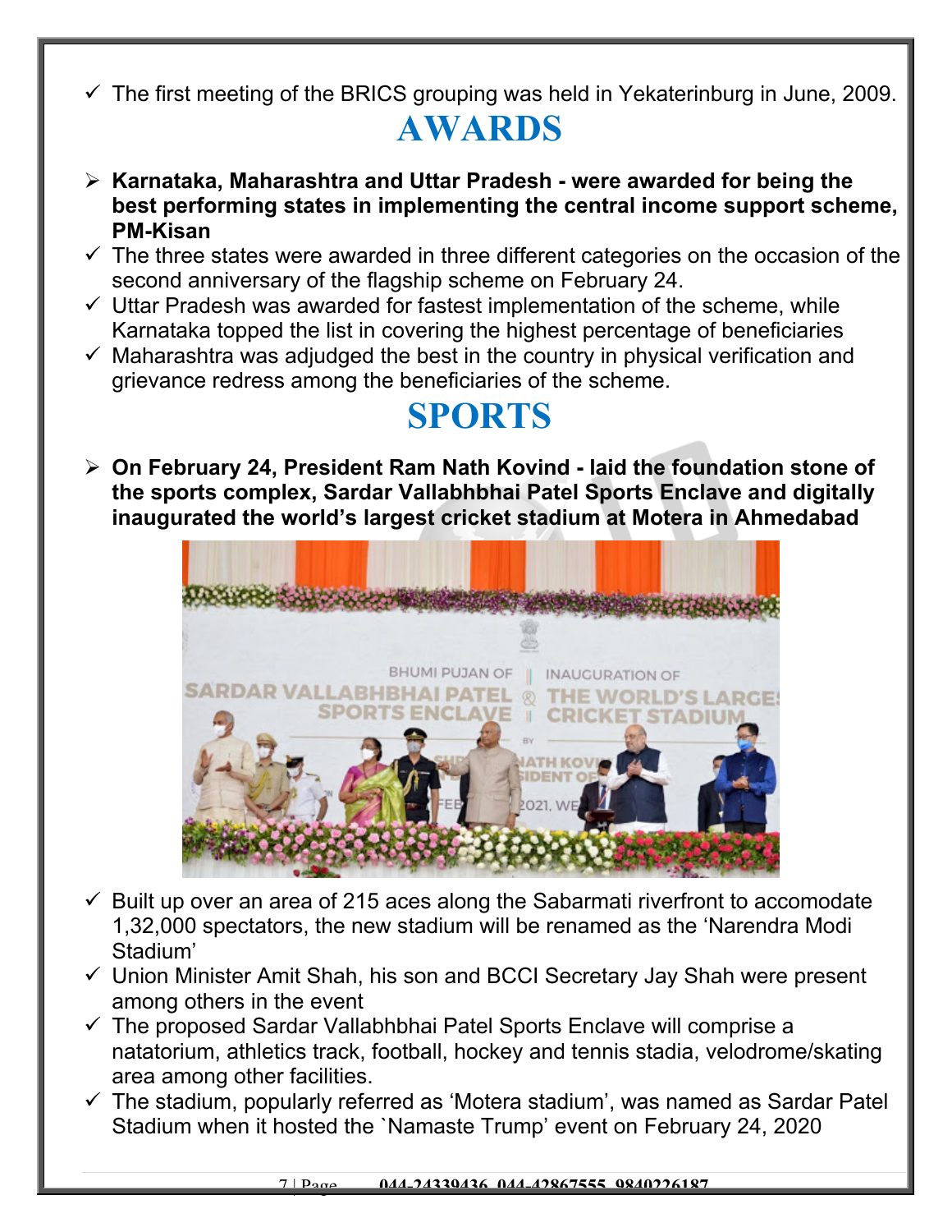- ✓ The first meeting of the BRICS grouping was held in Yekaterinburg in June, 2009.

# AWARDS

- ➢ **Karnataka, Maharashtra and Uttar Pradesh - were awarded for being the best performing states in implementing the central income support scheme, PM-Kisan**
- ✓ The three states were awarded in three different categories on the occasion of the second anniversary of the flagship scheme on February 24.
- ✓ Uttar Pradesh was awarded for fastest implementation of the scheme, while Karnataka topped the list in covering the highest percentage of beneficiaries
- ✓ Maharashtra was adjudged the best in the country in physical verification and grievance redress among the beneficiaries of the scheme.

# SPORTS

- ➢ **On February 24, President Ram Nath Kovind - laid the foundation stone of the sports complex, Sardar Vallabhbhai Patel Sports Enclave and digitally inaugurated the world's largest cricket stadium at Motera in Ahmedabad**

- ✓ Built up over an area of 215 aces along the Sabarmati riverfront to accomodate 1,32,000 spectators, the new stadium will be renamed as the 'Narendra Modi Stadium'
- ✓ Union Minister Amit Shah, his son and BCCI Secretary Jay Shah were present among others in the event
- ✓ The proposed Sardar Vallabhbhai Patel Sports Enclave will comprise a natatorium, athletics track, football, hockey and tennis stadia, velodrome/skating area among other facilities.
- ✓ The stadium, popularly referred as 'Motera stadium', was named as Sardar Patel Stadium when it hosted the `Namaste Trump' event on February 24, 2020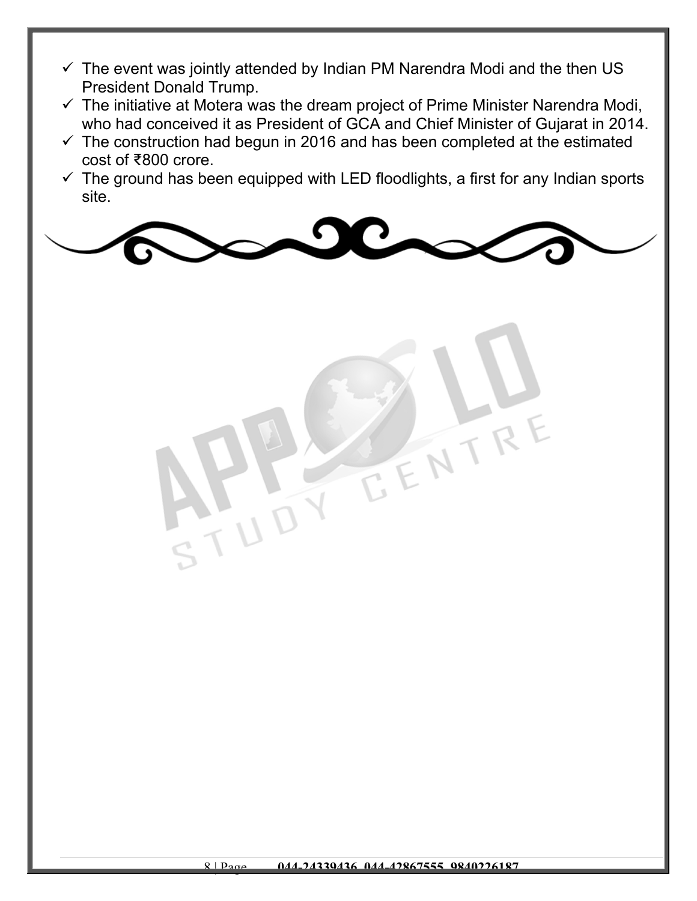- The event was jointly attended by Indian PM Narendra Modi and the then US President Donald Trump.
- The initiative at Motera was the dream project of Prime Minister Narendra Modi, who had conceived it as President of GCA and Chief Minister of Gujarat in 2014.
- The construction had begun in 2016 and has been completed at the estimated cost of ₹800 crore.
- The ground has been equipped with LED floodlights, a first for any Indian sports site.